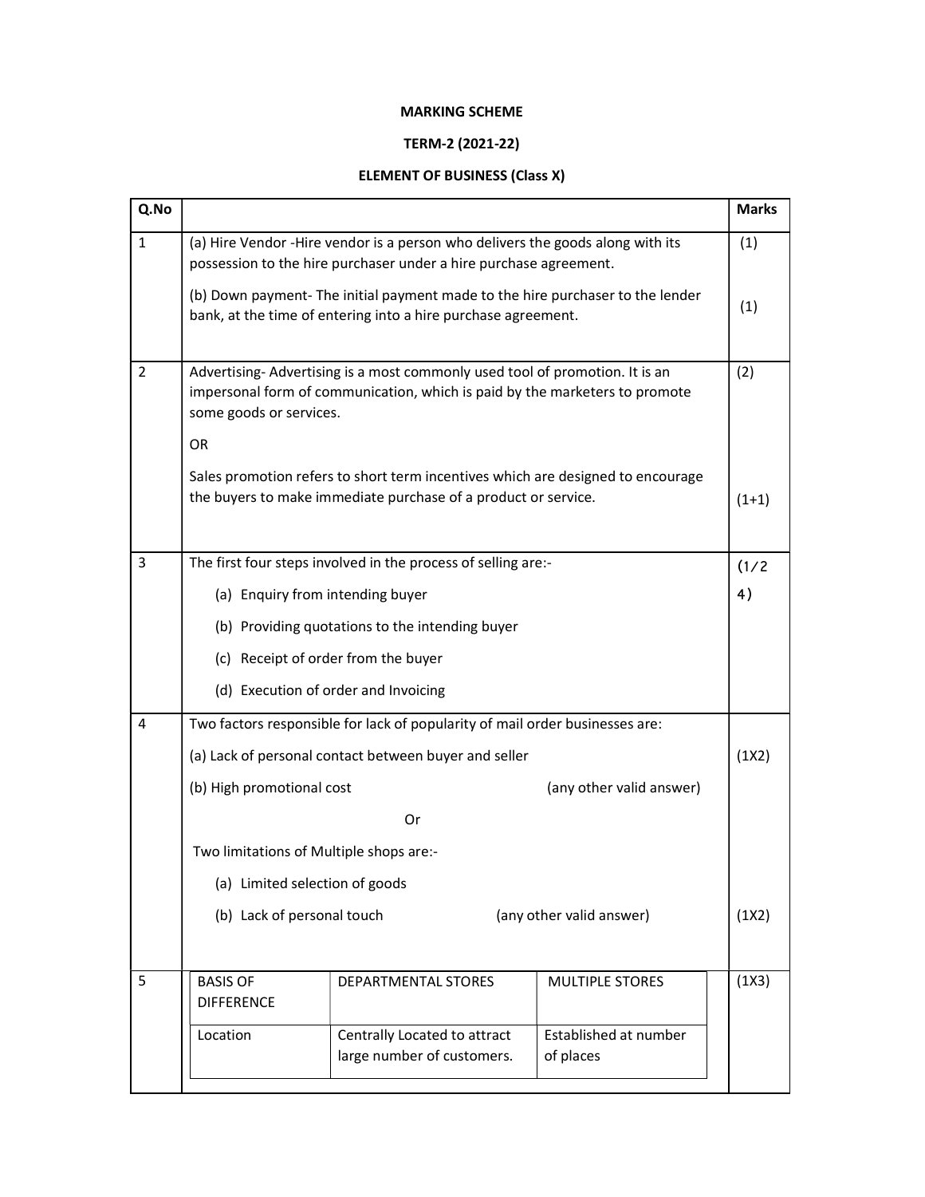**MARKING SCHEME**

**TERM-2 (2021-22)**

**ELEMENT OF BUSINESS (Class X)**

| Q.No | | Marks |
|---|---|---|
| 1 | (a) Hire Vendor -Hire vendor is a person who delivers the goods along with its possession to the hire purchaser under a hire purchase agreement.<br><br>(b) Down payment- The initial payment made to the hire purchaser to the lender bank, at the time of entering into a hire purchase agreement. | (1)<br><br>(1) |
| 2 | Advertising- Advertising is a most commonly used tool of promotion. It is an impersonal form of communication, which is paid by the marketers to promote some goods or services.<br><br>OR<br><br>Sales promotion refers to short term incentives which are designed to encourage the buyers to make immediate purchase of a product or service. | (2)<br><br>(1+1) |
| 3 | The first four steps involved in the process of selling are:-<br>(a) Enquiry from intending buyer<br>(b) Providing quotations to the intending buyer<br>(c) Receipt of order from the buyer<br>(d) Execution of order and Invoicing | (1/2 4) |
| 4 | Two factors responsible for lack of popularity of mail order businesses are:<br>(a) Lack of personal contact between buyer and seller<br>(b) High promotional cost (any other valid answer)<br><br>Or<br><br>Two limitations of Multiple shops are:-<br>(a) Limited selection of goods<br>(b) Lack of personal touch (any other valid answer) | (1X2)<br><br>(1X2) |
| 5 | | (1X3) |

| BASIS OF DIFFERENCE | DEPARTMENTAL STORES | MULTIPLE STORES |
|---|---|---|
| Location | Centrally Located to attract large number of customers. | Established at number of places |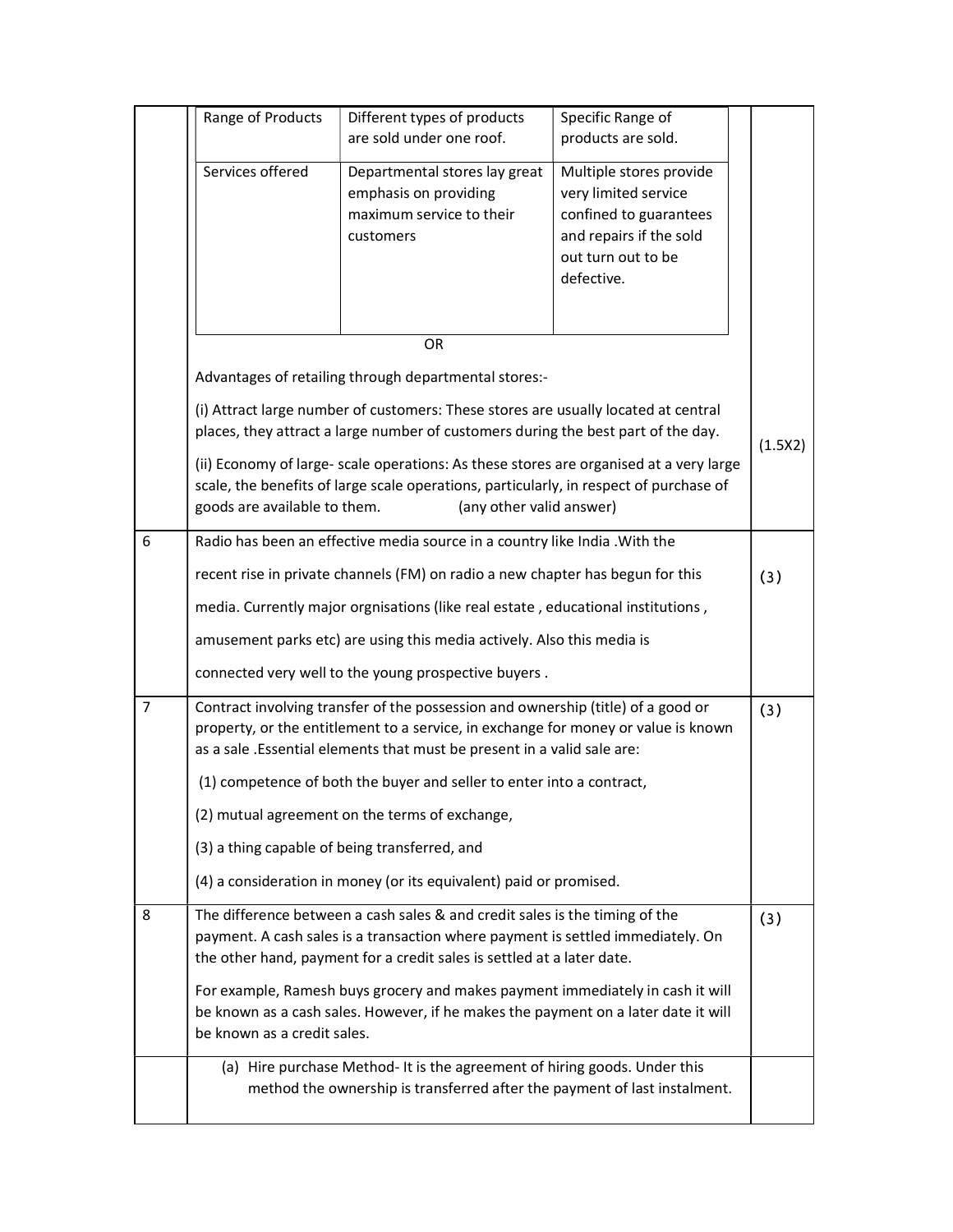| | | | | |
|---|---|---|---|---|
| | Range of Products | Different types of products are sold under one roof. | Specific Range of products are sold. | |
| | Services offered | Departmental stores lay great emphasis on providing maximum service to their customers | Multiple stores provide very limited service confined to guarantees and repairs if the sold out turn out to be defective. | |

OR

Advantages of retailing through departmental stores:-

(i) Attract large number of customers: These stores are usually located at central places, they attract a large number of customers during the best part of the day.

(ii) Economy of large- scale operations: As these stores are organised at a very large scale, the benefits of large scale operations, particularly, in respect of purchase of goods are available to them. (any other valid answer)

(1.5X2)

| | | |
|---|---|---|
| 6 | Radio has been an effective media source in a country like India .With the recent rise in private channels (FM) on radio a new chapter has begun for this media. Currently major orgnisations (like real estate , educational institutions , amusement parks etc) are using this media actively. Also this media is connected very well to the young prospective buyers . | (3) |
| 7 | Contract involving transfer of the possession and ownership (title) of a good or property, or the entitlement to a service, in exchange for money or value is known as a sale .Essential elements that must be present in a valid sale are:<br><br>(1) competence of both the buyer and seller to enter into a contract,<br><br>(2) mutual agreement on the terms of exchange,<br><br>(3) a thing capable of being transferred, and<br><br>(4) a consideration in money (or its equivalent) paid or promised. | (3) |
| 8 | The difference between a cash sales & and credit sales is the timing of the payment. A cash sales is a transaction where payment is settled immediately. On the other hand, payment for a credit sales is settled at a later date.<br><br>For example, Ramesh buys grocery and makes payment immediately in cash it will be known as a cash sales. However, if he makes the payment on a later date it will be known as a credit sales. | (3) |
| | (a) Hire purchase Method- It is the agreement of hiring goods. Under this method the ownership is transferred after the payment of last instalment. | |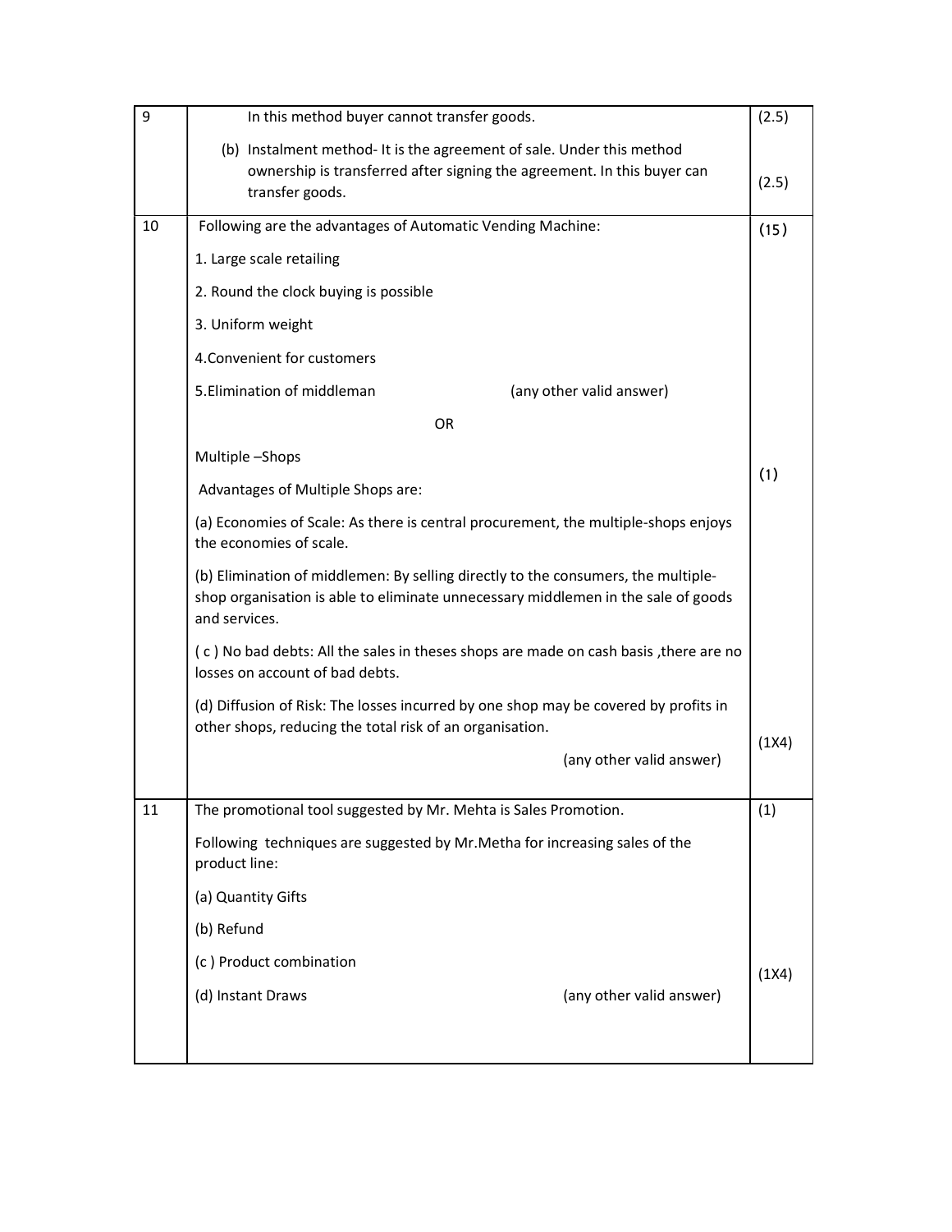| | | |
|---|---|---|
| 9 | In this method buyer cannot transfer goods.<br><br>(b) Instalment method- It is the agreement of sale. Under this method ownership is transferred after signing the agreement. In this buyer can transfer goods. | (2.5)<br><br>(2.5) |
| 10 | Following are the advantages of Automatic Vending Machine:<br><br>1. Large scale retailing<br><br>2. Round the clock buying is possible<br><br>3. Uniform weight<br><br>4.Convenient for customers<br><br>5.Elimination of middleman (any other valid answer)<br><br>OR<br><br>Multiple –Shops<br><br>Advantages of Multiple Shops are:<br><br>(a) Economies of Scale: As there is central procurement, the multiple-shops enjoys the economies of scale.<br><br>(b) Elimination of middlemen: By selling directly to the consumers, the multiple-shop organisation is able to eliminate unnecessary middlemen in the sale of goods and services.<br><br>( c ) No bad debts: All the sales in theses shops are made on cash basis ,there are no losses on account of bad debts.<br><br>(d) Diffusion of Risk: The losses incurred by one shop may be covered by profits in other shops, reducing the total risk of an organisation.<br><br>(any other valid answer) | (15)<br><br>(1)<br><br>(1X4) |
| 11 | The promotional tool suggested by Mr. Mehta is Sales Promotion.<br><br>Following techniques are suggested by Mr.Metha for increasing sales of the product line:<br><br>(a) Quantity Gifts<br><br>(b) Refund<br><br>(c ) Product combination<br><br>(d) Instant Draws (any other valid answer) | (1)<br><br>(1X4) |